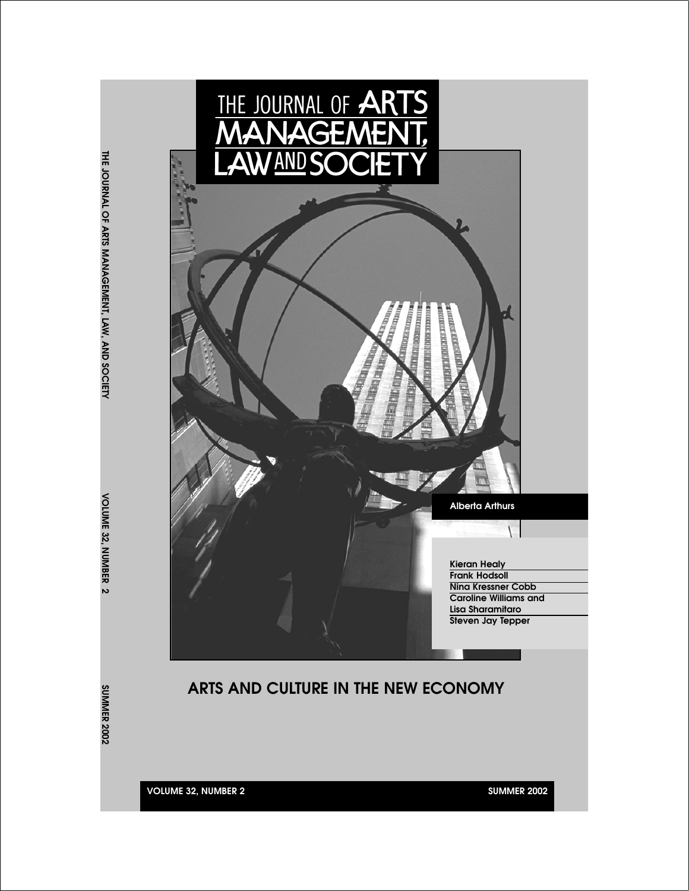# THE JOURNAL OF ARTS MANAGEMENT, LAW AND SOCIETY

Alberta Arthurs

Kieran Healy
Frank Hodsoll
Nina Kressner Cobb
Caroline Williams and Lisa Sharamitaro
Steven Jay Tepper

## ARTS AND CULTURE IN THE NEW ECONOMY

VOLUME 32, NUMBER 2

SUMMER 2002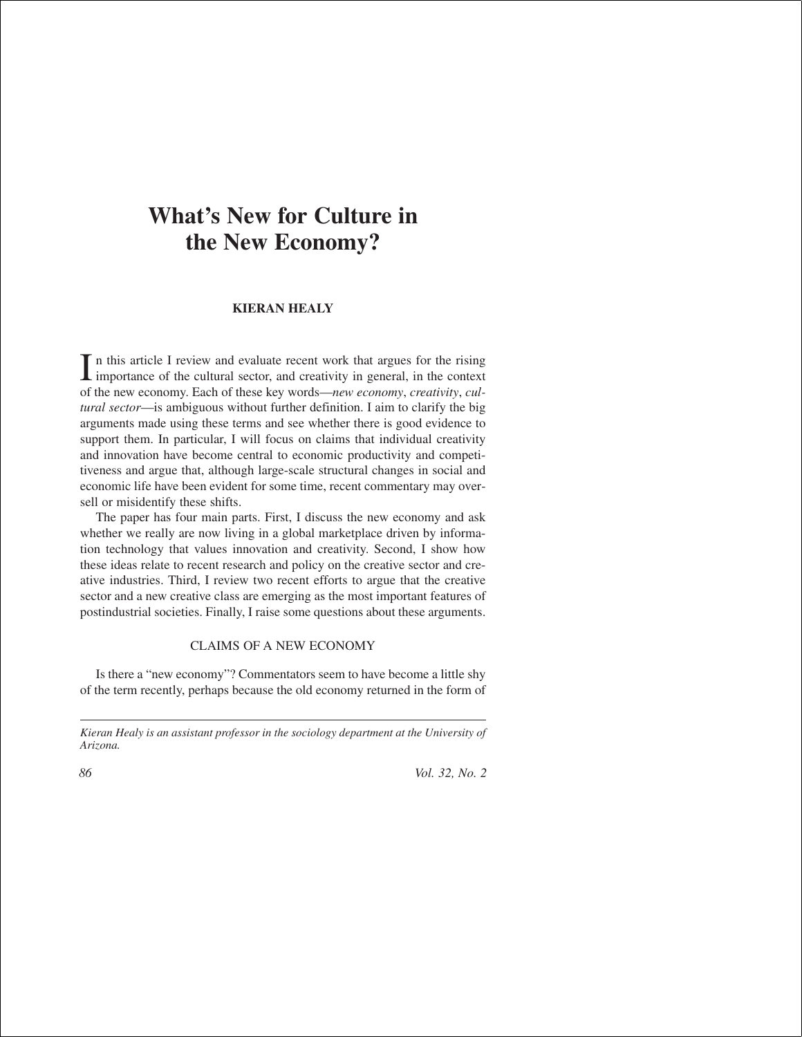# What's New for Culture in the New Economy?

**KIERAN HEALY**

In this article I review and evaluate recent work that argues for the rising importance of the cultural sector, and creativity in general, in the context of the new economy. Each of these key words—*new economy*, *creativity*, *cultural sector*—is ambiguous without further definition. I aim to clarify the big arguments made using these terms and see whether there is good evidence to support them. In particular, I will focus on claims that individual creativity and innovation have become central to economic productivity and competitiveness and argue that, although large-scale structural changes in social and economic life have been evident for some time, recent commentary may oversell or misidentify these shifts.

The paper has four main parts. First, I discuss the new economy and ask whether we really are now living in a global marketplace driven by information technology that values innovation and creativity. Second, I show how these ideas relate to recent research and policy on the creative sector and creative industries. Third, I review two recent efforts to argue that the creative sector and a new creative class are emerging as the most important features of postindustrial societies. Finally, I raise some questions about these arguments.

## CLAIMS OF A NEW ECONOMY

Is there a "new economy"? Commentators seem to have become a little shy of the term recently, perhaps because the old economy returned in the form of

---

*Kieran Healy is an assistant professor in the sociology department at the University of Arizona.*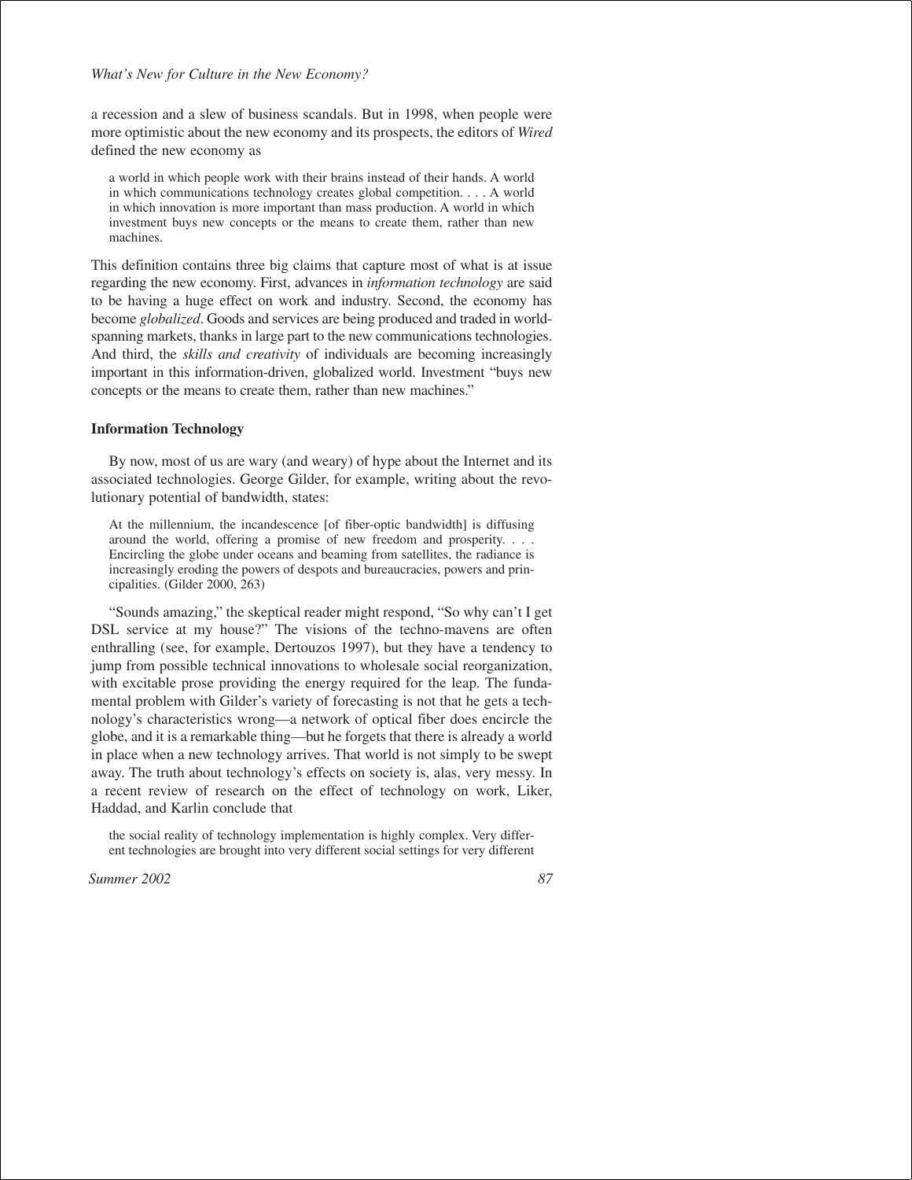a recession and a slew of business scandals. But in 1998, when people were more optimistic about the new economy and its prospects, the editors of *Wired* defined the new economy as

> a world in which people work with their brains instead of their hands. A world in which communications technology creates global competition. . . . A world in which innovation is more important than mass production. A world in which investment buys new concepts or the means to create them, rather than new machines.

This definition contains three big claims that capture most of what is at issue regarding the new economy. First, advances in *information technology* are said to be having a huge effect on work and industry. Second, the economy has become *globalized*. Goods and services are being produced and traded in world-spanning markets, thanks in large part to the new communications technologies. And third, the *skills and creativity* of individuals are becoming increasingly important in this information-driven, globalized world. Investment "buys new concepts or the means to create them, rather than new machines."

### Information Technology

By now, most of us are wary (and weary) of hype about the Internet and its associated technologies. George Gilder, for example, writing about the revolutionary potential of bandwidth, states:

> At the millennium, the incandescence [of fiber-optic bandwidth] is diffusing around the world, offering a promise of new freedom and prosperity. . . . Encircling the globe under oceans and beaming from satellites, the radiance is increasingly eroding the powers of despots and bureaucracies, powers and principalities. (Gilder 2000, 263)

"Sounds amazing," the skeptical reader might respond, "So why can't I get DSL service at my house?" The visions of the techno-mavens are often enthralling (see, for example, Dertouzos 1997), but they have a tendency to jump from possible technical innovations to wholesale social reorganization, with excitable prose providing the energy required for the leap. The fundamental problem with Gilder's variety of forecasting is not that he gets a technology's characteristics wrong—a network of optical fiber does encircle the globe, and it is a remarkable thing—but he forgets that there is already a world in place when a new technology arrives. That world is not simply to be swept away. The truth about technology's effects on society is, alas, very messy. In a recent review of research on the effect of technology on work, Liker, Haddad, and Karlin conclude that

> the social reality of technology implementation is highly complex. Very different technologies are brought into very different social settings for very different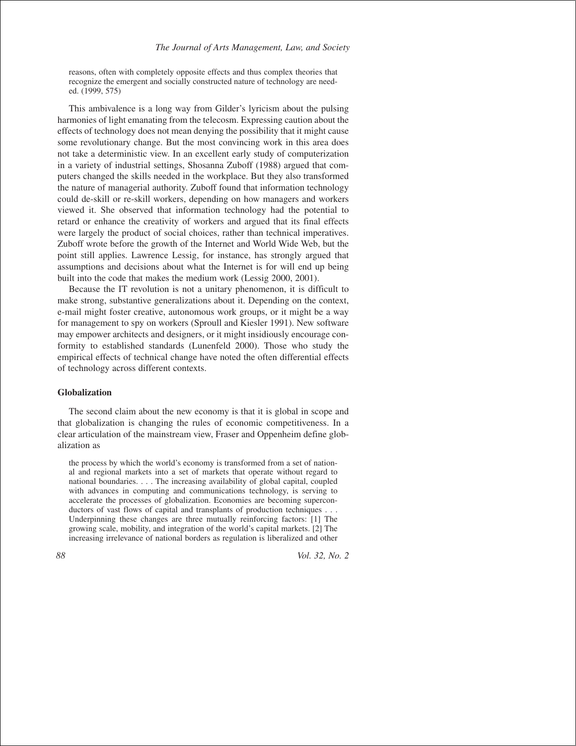reasons, often with completely opposite effects and thus complex theories that recognize the emergent and socially constructed nature of technology are needed. (1999, 575)

This ambivalence is a long way from Gilder's lyricism about the pulsing harmonies of light emanating from the telecosm. Expressing caution about the effects of technology does not mean denying the possibility that it might cause some revolutionary change. But the most convincing work in this area does not take a deterministic view. In an excellent early study of computerization in a variety of industrial settings, Shosanna Zuboff (1988) argued that computers changed the skills needed in the workplace. But they also transformed the nature of managerial authority. Zuboff found that information technology could de-skill or re-skill workers, depending on how managers and workers viewed it. She observed that information technology had the potential to retard or enhance the creativity of workers and argued that its final effects were largely the product of social choices, rather than technical imperatives. Zuboff wrote before the growth of the Internet and World Wide Web, but the point still applies. Lawrence Lessig, for instance, has strongly argued that assumptions and decisions about what the Internet is for will end up being built into the code that makes the medium work (Lessig 2000, 2001).

Because the IT revolution is not a unitary phenomenon, it is difficult to make strong, substantive generalizations about it. Depending on the context, e-mail might foster creative, autonomous work groups, or it might be a way for management to spy on workers (Sproull and Kiesler 1991). New software may empower architects and designers, or it might insidiously encourage conformity to established standards (Lunenfeld 2000). Those who study the empirical effects of technical change have noted the often differential effects of technology across different contexts.

### Globalization

The second claim about the new economy is that it is global in scope and that globalization is changing the rules of economic competitiveness. In a clear articulation of the mainstream view, Fraser and Oppenheim define globalization as

> the process by which the world's economy is transformed from a set of national and regional markets into a set of markets that operate without regard to national boundaries. . . . The increasing availability of global capital, coupled with advances in computing and communications technology, is serving to accelerate the processes of globalization. Economies are becoming superconductors of vast flows of capital and transplants of production techniques . . . Underpinning these changes are three mutually reinforcing factors: [1] The growing scale, mobility, and integration of the world's capital markets. [2] The increasing irrelevance of national borders as regulation is liberalized and other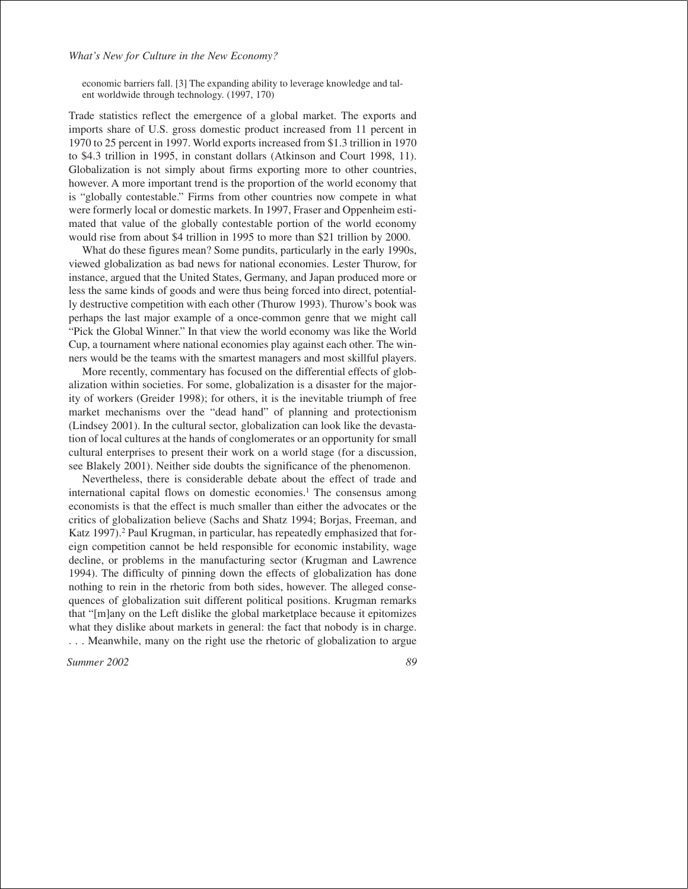economic barriers fall. [3] The expanding ability to leverage knowledge and talent worldwide through technology. (1997, 170)

Trade statistics reflect the emergence of a global market. The exports and imports share of U.S. gross domestic product increased from 11 percent in 1970 to 25 percent in 1997. World exports increased from $1.3 trillion in 1970 to $4.3 trillion in 1995, in constant dollars (Atkinson and Court 1998, 11). Globalization is not simply about firms exporting more to other countries, however. A more important trend is the proportion of the world economy that is "globally contestable." Firms from other countries now compete in what were formerly local or domestic markets. In 1997, Fraser and Oppenheim estimated that value of the globally contestable portion of the world economy would rise from about $4 trillion in 1995 to more than $21 trillion by 2000.

What do these figures mean? Some pundits, particularly in the early 1990s, viewed globalization as bad news for national economies. Lester Thurow, for instance, argued that the United States, Germany, and Japan produced more or less the same kinds of goods and were thus being forced into direct, potentially destructive competition with each other (Thurow 1993). Thurow's book was perhaps the last major example of a once-common genre that we might call "Pick the Global Winner." In that view the world economy was like the World Cup, a tournament where national economies play against each other. The winners would be the teams with the smartest managers and most skillful players.

More recently, commentary has focused on the differential effects of globalization within societies. For some, globalization is a disaster for the majority of workers (Greider 1998); for others, it is the inevitable triumph of free market mechanisms over the "dead hand" of planning and protectionism (Lindsey 2001). In the cultural sector, globalization can look like the devastation of local cultures at the hands of conglomerates or an opportunity for small cultural enterprises to present their work on a world stage (for a discussion, see Blakely 2001). Neither side doubts the significance of the phenomenon.

Nevertheless, there is considerable debate about the effect of trade and international capital flows on domestic economies.[1] The consensus among economists is that the effect is much smaller than either the advocates or the critics of globalization believe (Sachs and Shatz 1994; Borjas, Freeman, and Katz 1997).[2] Paul Krugman, in particular, has repeatedly emphasized that foreign competition cannot be held responsible for economic instability, wage decline, or problems in the manufacturing sector (Krugman and Lawrence 1994). The difficulty of pinning down the effects of globalization has done nothing to rein in the rhetoric from both sides, however. The alleged consequences of globalization suit different political positions. Krugman remarks that "[m]any on the Left dislike the global marketplace because it epitomizes what they dislike about markets in general: the fact that nobody is in charge. . . . Meanwhile, many on the right use the rhetoric of globalization to argue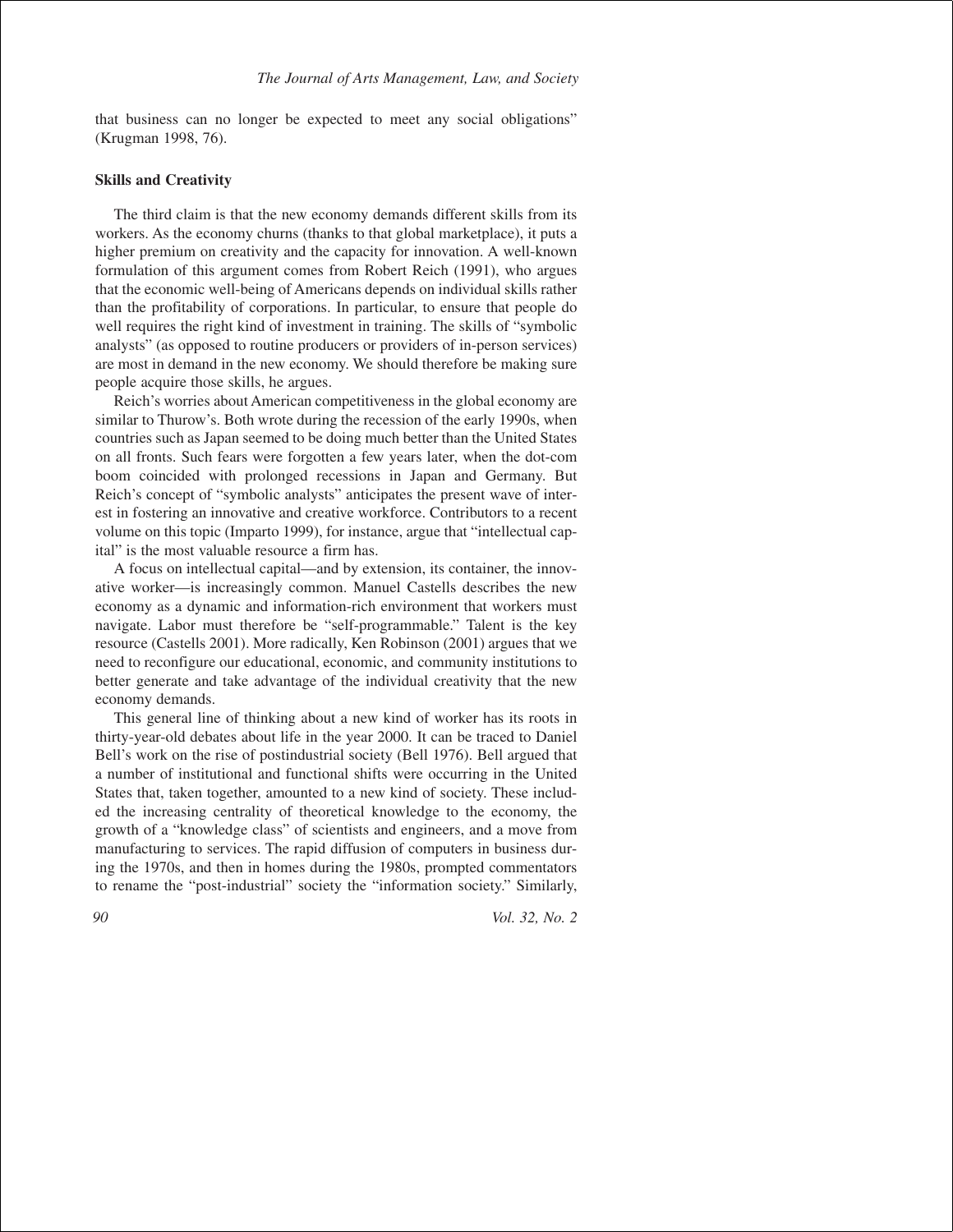that business can no longer be expected to meet any social obligations" (Krugman 1998, 76).

**Skills and Creativity**

The third claim is that the new economy demands different skills from its workers. As the economy churns (thanks to that global marketplace), it puts a higher premium on creativity and the capacity for innovation. A well-known formulation of this argument comes from Robert Reich (1991), who argues that the economic well-being of Americans depends on individual skills rather than the profitability of corporations. In particular, to ensure that people do well requires the right kind of investment in training. The skills of "symbolic analysts" (as opposed to routine producers or providers of in-person services) are most in demand in the new economy. We should therefore be making sure people acquire those skills, he argues.

Reich's worries about American competitiveness in the global economy are similar to Thurow's. Both wrote during the recession of the early 1990s, when countries such as Japan seemed to be doing much better than the United States on all fronts. Such fears were forgotten a few years later, when the dot-com boom coincided with prolonged recessions in Japan and Germany. But Reich's concept of "symbolic analysts" anticipates the present wave of interest in fostering an innovative and creative workforce. Contributors to a recent volume on this topic (Imparto 1999), for instance, argue that "intellectual capital" is the most valuable resource a firm has.

A focus on intellectual capital—and by extension, its container, the innovative worker—is increasingly common. Manuel Castells describes the new economy as a dynamic and information-rich environment that workers must navigate. Labor must therefore be "self-programmable." Talent is the key resource (Castells 2001). More radically, Ken Robinson (2001) argues that we need to reconfigure our educational, economic, and community institutions to better generate and take advantage of the individual creativity that the new economy demands.

This general line of thinking about a new kind of worker has its roots in thirty-year-old debates about life in the year 2000. It can be traced to Daniel Bell's work on the rise of postindustrial society (Bell 1976). Bell argued that a number of institutional and functional shifts were occurring in the United States that, taken together, amounted to a new kind of society. These included the increasing centrality of theoretical knowledge to the economy, the growth of a "knowledge class" of scientists and engineers, and a move from manufacturing to services. The rapid diffusion of computers in business during the 1970s, and then in homes during the 1980s, prompted commentators to rename the "post-industrial" society the "information society." Similarly,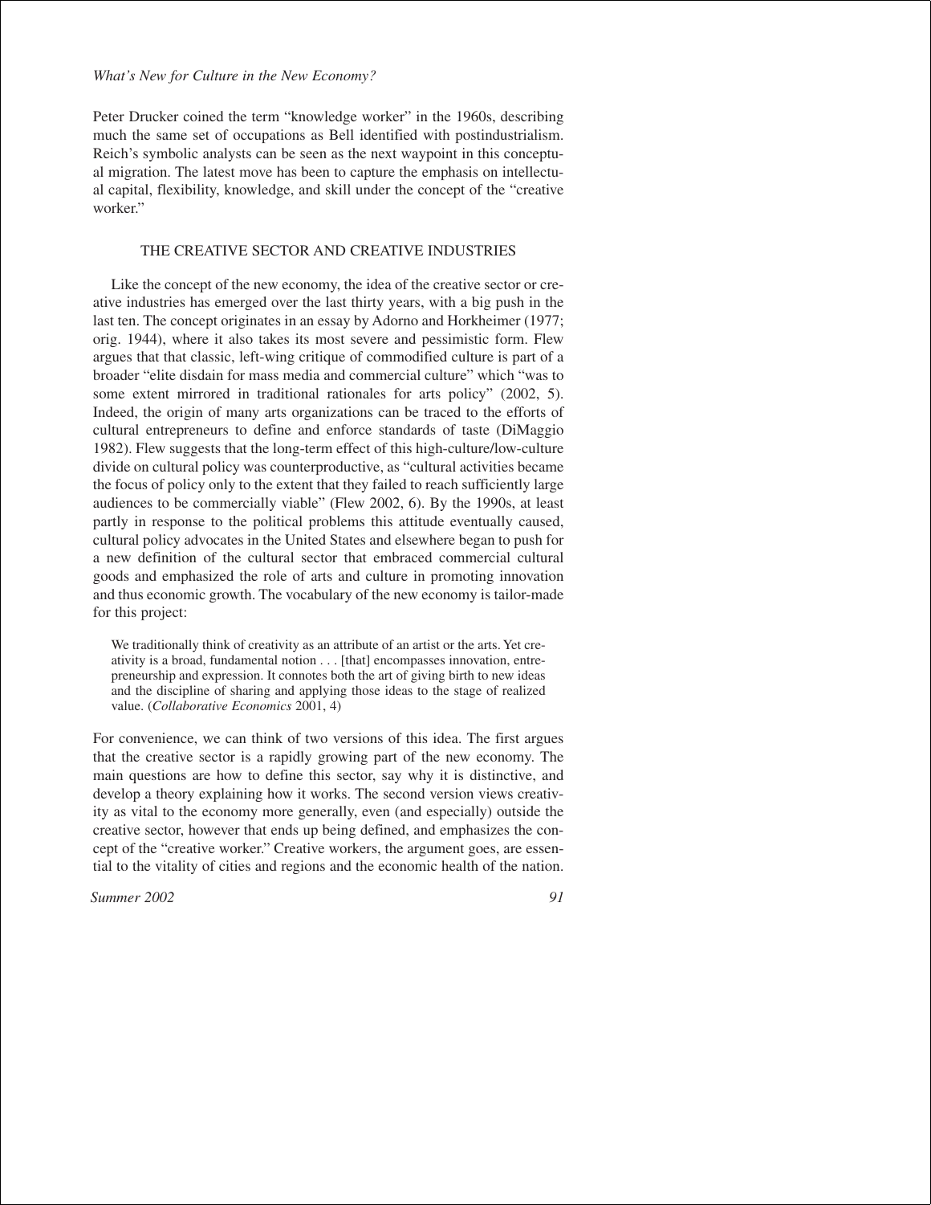Peter Drucker coined the term "knowledge worker" in the 1960s, describing much the same set of occupations as Bell identified with postindustrialism. Reich's symbolic analysts can be seen as the next waypoint in this conceptual migration. The latest move has been to capture the emphasis on intellectual capital, flexibility, knowledge, and skill under the concept of the "creative worker."

## THE CREATIVE SECTOR AND CREATIVE INDUSTRIES

Like the concept of the new economy, the idea of the creative sector or creative industries has emerged over the last thirty years, with a big push in the last ten. The concept originates in an essay by Adorno and Horkheimer (1977; orig. 1944), where it also takes its most severe and pessimistic form. Flew argues that that classic, left-wing critique of commodified culture is part of a broader "elite disdain for mass media and commercial culture" which "was to some extent mirrored in traditional rationales for arts policy" (2002, 5). Indeed, the origin of many arts organizations can be traced to the efforts of cultural entrepreneurs to define and enforce standards of taste (DiMaggio 1982). Flew suggests that the long-term effect of this high-culture/low-culture divide on cultural policy was counterproductive, as "cultural activities became the focus of policy only to the extent that they failed to reach sufficiently large audiences to be commercially viable" (Flew 2002, 6). By the 1990s, at least partly in response to the political problems this attitude eventually caused, cultural policy advocates in the United States and elsewhere began to push for a new definition of the cultural sector that embraced commercial cultural goods and emphasized the role of arts and culture in promoting innovation and thus economic growth. The vocabulary of the new economy is tailor-made for this project:

> We traditionally think of creativity as an attribute of an artist or the arts. Yet creativity is a broad, fundamental notion . . . [that] encompasses innovation, entrepreneurship and expression. It connotes both the art of giving birth to new ideas and the discipline of sharing and applying those ideas to the stage of realized value. (*Collaborative Economics* 2001, 4)

For convenience, we can think of two versions of this idea. The first argues that the creative sector is a rapidly growing part of the new economy. The main questions are how to define this sector, say why it is distinctive, and develop a theory explaining how it works. The second version views creativity as vital to the economy more generally, even (and especially) outside the creative sector, however that ends up being defined, and emphasizes the concept of the "creative worker." Creative workers, the argument goes, are essential to the vitality of cities and regions and the economic health of the nation.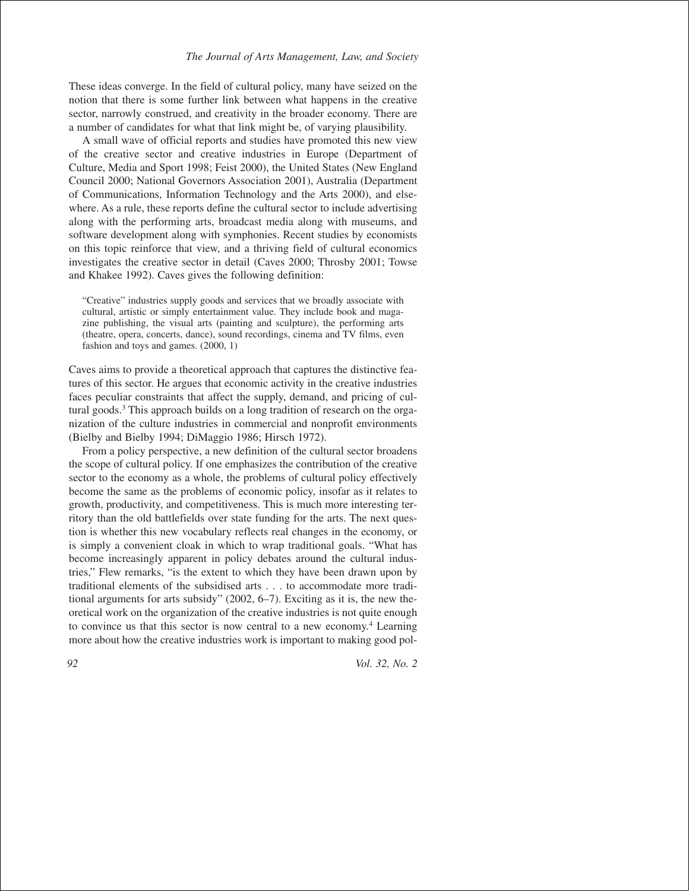These ideas converge. In the field of cultural policy, many have seized on the notion that there is some further link between what happens in the creative sector, narrowly construed, and creativity in the broader economy. There are a number of candidates for what that link might be, of varying plausibility.

A small wave of official reports and studies have promoted this new view of the creative sector and creative industries in Europe (Department of Culture, Media and Sport 1998; Feist 2000), the United States (New England Council 2000; National Governors Association 2001), Australia (Department of Communications, Information Technology and the Arts 2000), and elsewhere. As a rule, these reports define the cultural sector to include advertising along with the performing arts, broadcast media along with museums, and software development along with symphonies. Recent studies by economists on this topic reinforce that view, and a thriving field of cultural economics investigates the creative sector in detail (Caves 2000; Throsby 2001; Towse and Khakee 1992). Caves gives the following definition:

> "Creative" industries supply goods and services that we broadly associate with cultural, artistic or simply entertainment value. They include book and magazine publishing, the visual arts (painting and sculpture), the performing arts (theatre, opera, concerts, dance), sound recordings, cinema and TV films, even fashion and toys and games. (2000, 1)

Caves aims to provide a theoretical approach that captures the distinctive features of this sector. He argues that economic activity in the creative industries faces peculiar constraints that affect the supply, demand, and pricing of cultural goods.[3] This approach builds on a long tradition of research on the organization of the culture industries in commercial and nonprofit environments (Bielby and Bielby 1994; DiMaggio 1986; Hirsch 1972).

From a policy perspective, a new definition of the cultural sector broadens the scope of cultural policy. If one emphasizes the contribution of the creative sector to the economy as a whole, the problems of cultural policy effectively become the same as the problems of economic policy, insofar as it relates to growth, productivity, and competitiveness. This is much more interesting territory than the old battlefields over state funding for the arts. The next question is whether this new vocabulary reflects real changes in the economy, or is simply a convenient cloak in which to wrap traditional goals. "What has become increasingly apparent in policy debates around the cultural industries," Flew remarks, "is the extent to which they have been drawn upon by traditional elements of the subsidised arts . . . to accommodate more traditional arguments for arts subsidy" (2002, 6–7). Exciting as it is, the new theoretical work on the organization of the creative industries is not quite enough to convince us that this sector is now central to a new economy.[4] Learning more about how the creative industries work is important to making good pol-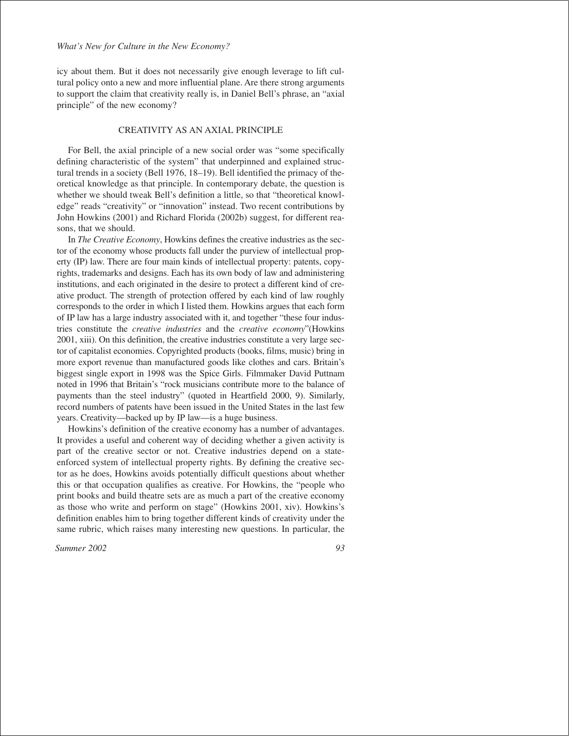icy about them. But it does not necessarily give enough leverage to lift cultural policy onto a new and more influential plane. Are there strong arguments to support the claim that creativity really is, in Daniel Bell's phrase, an "axial principle" of the new economy?

## CREATIVITY AS AN AXIAL PRINCIPLE

For Bell, the axial principle of a new social order was "some specifically defining characteristic of the system" that underpinned and explained structural trends in a society (Bell 1976, 18–19). Bell identified the primacy of theoretical knowledge as that principle. In contemporary debate, the question is whether we should tweak Bell's definition a little, so that "theoretical knowledge" reads "creativity" or "innovation" instead. Two recent contributions by John Howkins (2001) and Richard Florida (2002b) suggest, for different reasons, that we should.

In *The Creative Economy*, Howkins defines the creative industries as the sector of the economy whose products fall under the purview of intellectual property (IP) law. There are four main kinds of intellectual property: patents, copyrights, trademarks and designs. Each has its own body of law and administering institutions, and each originated in the desire to protect a different kind of creative product. The strength of protection offered by each kind of law roughly corresponds to the order in which I listed them. Howkins argues that each form of IP law has a large industry associated with it, and together "these four industries constitute the *creative industries* and the *creative economy*"(Howkins 2001, xiii). On this definition, the creative industries constitute a very large sector of capitalist economies. Copyrighted products (books, films, music) bring in more export revenue than manufactured goods like clothes and cars. Britain's biggest single export in 1998 was the Spice Girls. Filmmaker David Puttnam noted in 1996 that Britain's "rock musicians contribute more to the balance of payments than the steel industry" (quoted in Heartfield 2000, 9). Similarly, record numbers of patents have been issued in the United States in the last few years. Creativity—backed up by IP law—is a huge business.

Howkins's definition of the creative economy has a number of advantages. It provides a useful and coherent way of deciding whether a given activity is part of the creative sector or not. Creative industries depend on a state-enforced system of intellectual property rights. By defining the creative sector as he does, Howkins avoids potentially difficult questions about whether this or that occupation qualifies as creative. For Howkins, the "people who print books and build theatre sets are as much a part of the creative economy as those who write and perform on stage" (Howkins 2001, xiv). Howkins's definition enables him to bring together different kinds of creativity under the same rubric, which raises many interesting new questions. In particular, the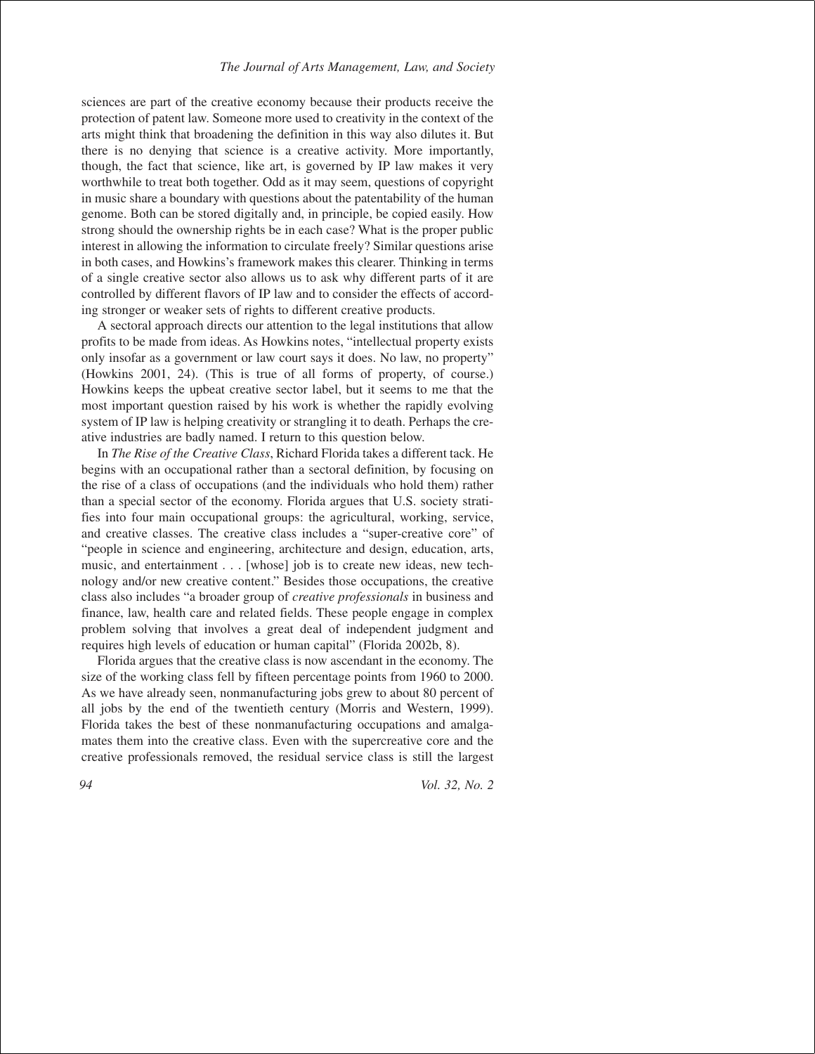sciences are part of the creative economy because their products receive the protection of patent law. Someone more used to creativity in the context of the arts might think that broadening the definition in this way also dilutes it. But there is no denying that science is a creative activity. More importantly, though, the fact that science, like art, is governed by IP law makes it very worthwhile to treat both together. Odd as it may seem, questions of copyright in music share a boundary with questions about the patentability of the human genome. Both can be stored digitally and, in principle, be copied easily. How strong should the ownership rights be in each case? What is the proper public interest in allowing the information to circulate freely? Similar questions arise in both cases, and Howkins's framework makes this clearer. Thinking in terms of a single creative sector also allows us to ask why different parts of it are controlled by different flavors of IP law and to consider the effects of according stronger or weaker sets of rights to different creative products.

A sectoral approach directs our attention to the legal institutions that allow profits to be made from ideas. As Howkins notes, "intellectual property exists only insofar as a government or law court says it does. No law, no property" (Howkins 2001, 24). (This is true of all forms of property, of course.) Howkins keeps the upbeat creative sector label, but it seems to me that the most important question raised by his work is whether the rapidly evolving system of IP law is helping creativity or strangling it to death. Perhaps the creative industries are badly named. I return to this question below.

In *The Rise of the Creative Class*, Richard Florida takes a different tack. He begins with an occupational rather than a sectoral definition, by focusing on the rise of a class of occupations (and the individuals who hold them) rather than a special sector of the economy. Florida argues that U.S. society stratifies into four main occupational groups: the agricultural, working, service, and creative classes. The creative class includes a "super-creative core" of "people in science and engineering, architecture and design, education, arts, music, and entertainment . . . [whose] job is to create new ideas, new technology and/or new creative content." Besides those occupations, the creative class also includes "a broader group of *creative professionals* in business and finance, law, health care and related fields. These people engage in complex problem solving that involves a great deal of independent judgment and requires high levels of education or human capital" (Florida 2002b, 8).

Florida argues that the creative class is now ascendant in the economy. The size of the working class fell by fifteen percentage points from 1960 to 2000. As we have already seen, nonmanufacturing jobs grew to about 80 percent of all jobs by the end of the twentieth century (Morris and Western, 1999). Florida takes the best of these nonmanufacturing occupations and amalgamates them into the creative class. Even with the supercreative core and the creative professionals removed, the residual service class is still the largest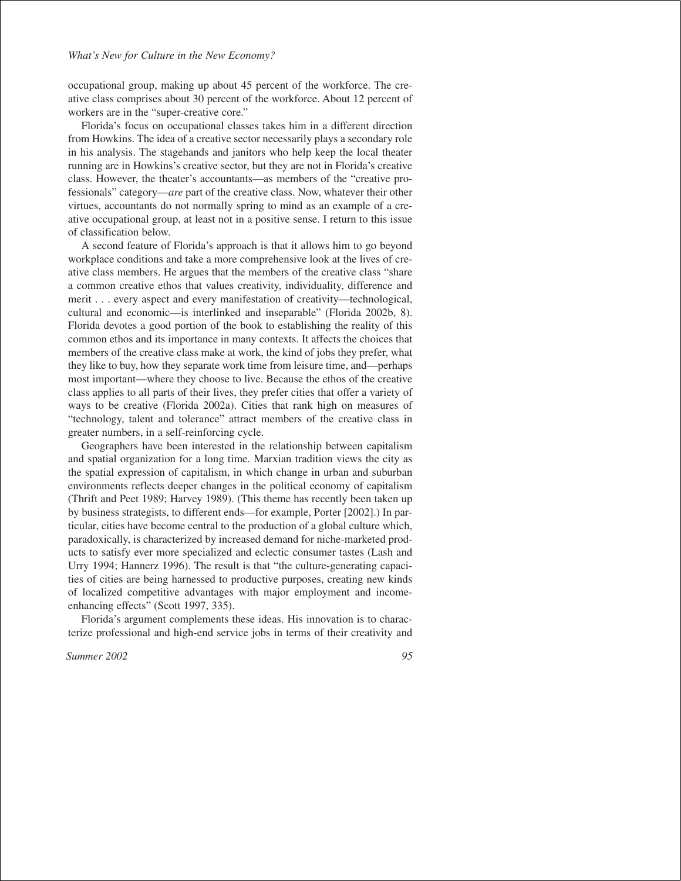occupational group, making up about 45 percent of the workforce. The creative class comprises about 30 percent of the workforce. About 12 percent of workers are in the "super-creative core."

Florida's focus on occupational classes takes him in a different direction from Howkins. The idea of a creative sector necessarily plays a secondary role in his analysis. The stagehands and janitors who help keep the local theater running are in Howkins's creative sector, but they are not in Florida's creative class. However, the theater's accountants—as members of the "creative professionals" category—*are* part of the creative class. Now, whatever their other virtues, accountants do not normally spring to mind as an example of a creative occupational group, at least not in a positive sense. I return to this issue of classification below.

A second feature of Florida's approach is that it allows him to go beyond workplace conditions and take a more comprehensive look at the lives of creative class members. He argues that the members of the creative class "share a common creative ethos that values creativity, individuality, difference and merit . . . every aspect and every manifestation of creativity—technological, cultural and economic—is interlinked and inseparable" (Florida 2002b, 8). Florida devotes a good portion of the book to establishing the reality of this common ethos and its importance in many contexts. It affects the choices that members of the creative class make at work, the kind of jobs they prefer, what they like to buy, how they separate work time from leisure time, and—perhaps most important—where they choose to live. Because the ethos of the creative class applies to all parts of their lives, they prefer cities that offer a variety of ways to be creative (Florida 2002a). Cities that rank high on measures of "technology, talent and tolerance" attract members of the creative class in greater numbers, in a self-reinforcing cycle.

Geographers have been interested in the relationship between capitalism and spatial organization for a long time. Marxian tradition views the city as the spatial expression of capitalism, in which change in urban and suburban environments reflects deeper changes in the political economy of capitalism (Thrift and Peet 1989; Harvey 1989). (This theme has recently been taken up by business strategists, to different ends—for example, Porter [2002].) In particular, cities have become central to the production of a global culture which, paradoxically, is characterized by increased demand for niche-marketed products to satisfy ever more specialized and eclectic consumer tastes (Lash and Urry 1994; Hannerz 1996). The result is that "the culture-generating capacities of cities are being harnessed to productive purposes, creating new kinds of localized competitive advantages with major employment and income-enhancing effects" (Scott 1997, 335).

Florida's argument complements these ideas. His innovation is to characterize professional and high-end service jobs in terms of their creativity and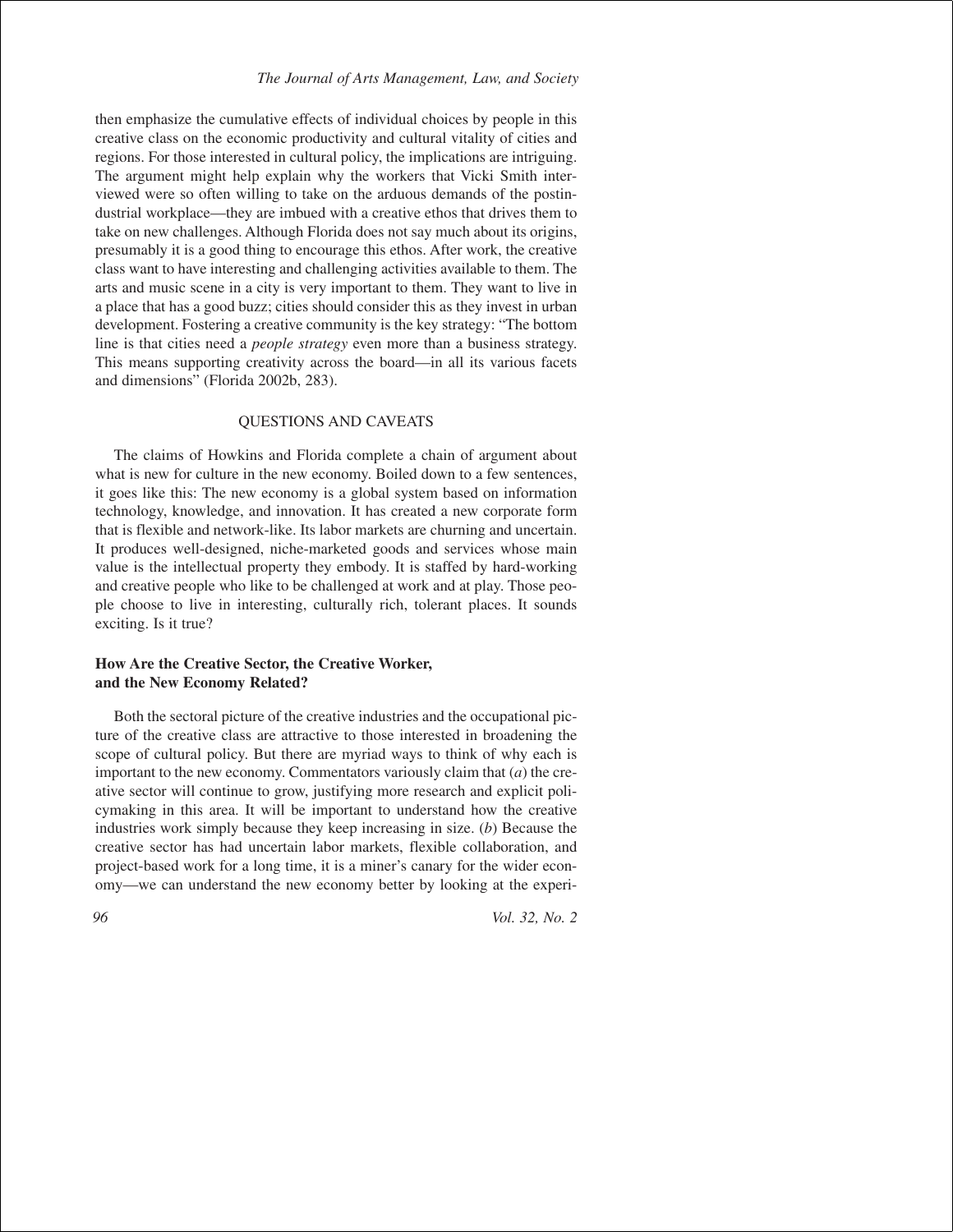then emphasize the cumulative effects of individual choices by people in this creative class on the economic productivity and cultural vitality of cities and regions. For those interested in cultural policy, the implications are intriguing. The argument might help explain why the workers that Vicki Smith interviewed were so often willing to take on the arduous demands of the postindustrial workplace—they are imbued with a creative ethos that drives them to take on new challenges. Although Florida does not say much about its origins, presumably it is a good thing to encourage this ethos. After work, the creative class want to have interesting and challenging activities available to them. The arts and music scene in a city is very important to them. They want to live in a place that has a good buzz; cities should consider this as they invest in urban development. Fostering a creative community is the key strategy: "The bottom line is that cities need a *people strategy* even more than a business strategy. This means supporting creativity across the board—in all its various facets and dimensions" (Florida 2002b, 283).

## QUESTIONS AND CAVEATS

The claims of Howkins and Florida complete a chain of argument about what is new for culture in the new economy. Boiled down to a few sentences, it goes like this: The new economy is a global system based on information technology, knowledge, and innovation. It has created a new corporate form that is flexible and network-like. Its labor markets are churning and uncertain. It produces well-designed, niche-marketed goods and services whose main value is the intellectual property they embody. It is staffed by hard-working and creative people who like to be challenged at work and at play. Those people choose to live in interesting, culturally rich, tolerant places. It sounds exciting. Is it true?

### How Are the Creative Sector, the Creative Worker, and the New Economy Related?

Both the sectoral picture of the creative industries and the occupational picture of the creative class are attractive to those interested in broadening the scope of cultural policy. But there are myriad ways to think of why each is important to the new economy. Commentators variously claim that (*a*) the creative sector will continue to grow, justifying more research and explicit policymaking in this area. It will be important to understand how the creative industries work simply because they keep increasing in size. (*b*) Because the creative sector has had uncertain labor markets, flexible collaboration, and project-based work for a long time, it is a miner's canary for the wider economy—we can understand the new economy better by looking at the experi-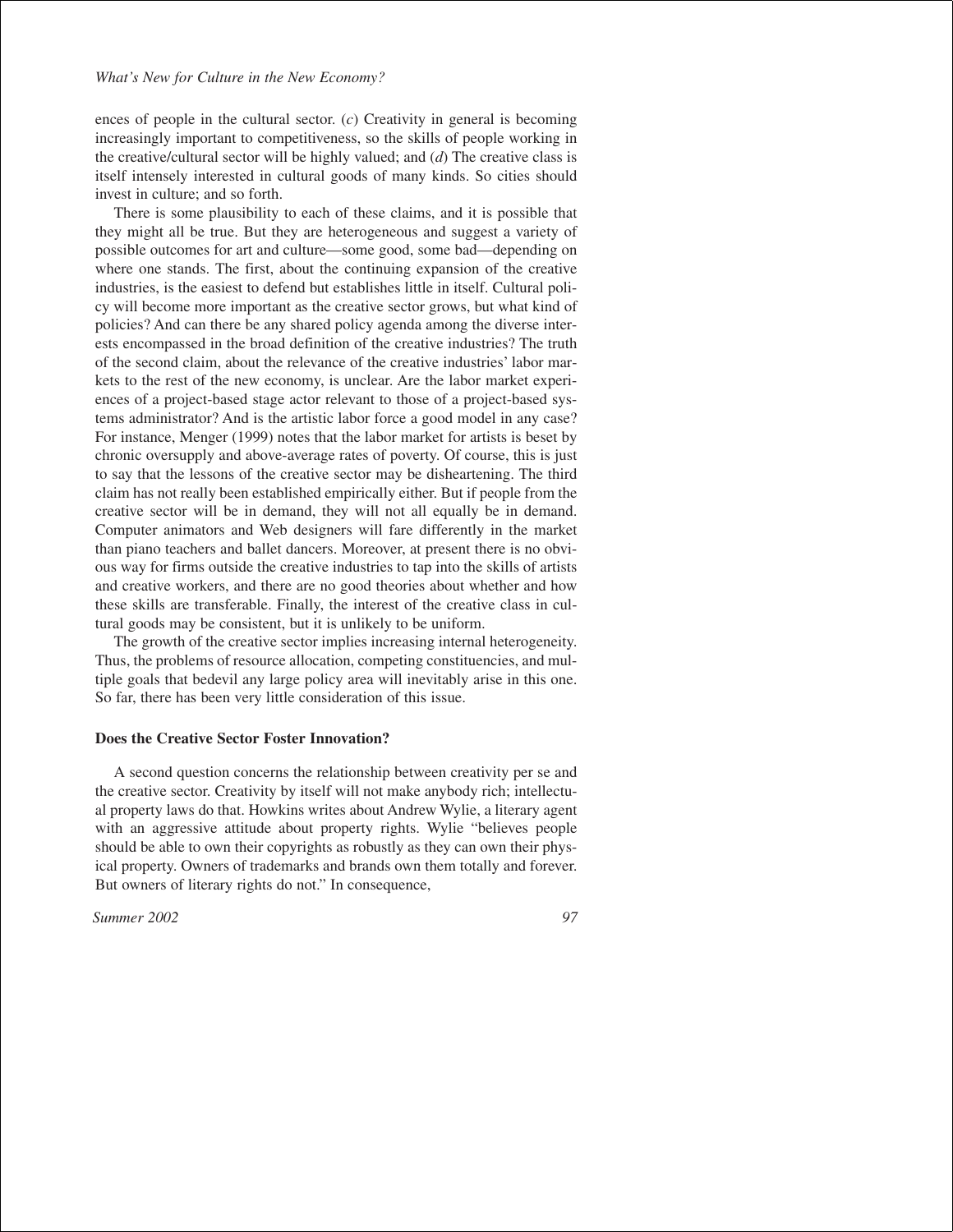ences of people in the cultural sector. (*c*) Creativity in general is becoming increasingly important to competitiveness, so the skills of people working in the creative/cultural sector will be highly valued; and (*d*) The creative class is itself intensely interested in cultural goods of many kinds. So cities should invest in culture; and so forth.

There is some plausibility to each of these claims, and it is possible that they might all be true. But they are heterogeneous and suggest a variety of possible outcomes for art and culture—some good, some bad—depending on where one stands. The first, about the continuing expansion of the creative industries, is the easiest to defend but establishes little in itself. Cultural policy will become more important as the creative sector grows, but what kind of policies? And can there be any shared policy agenda among the diverse interests encompassed in the broad definition of the creative industries? The truth of the second claim, about the relevance of the creative industries' labor markets to the rest of the new economy, is unclear. Are the labor market experiences of a project-based stage actor relevant to those of a project-based systems administrator? And is the artistic labor force a good model in any case? For instance, Menger (1999) notes that the labor market for artists is beset by chronic oversupply and above-average rates of poverty. Of course, this is just to say that the lessons of the creative sector may be disheartening. The third claim has not really been established empirically either. But if people from the creative sector will be in demand, they will not all equally be in demand. Computer animators and Web designers will fare differently in the market than piano teachers and ballet dancers. Moreover, at present there is no obvious way for firms outside the creative industries to tap into the skills of artists and creative workers, and there are no good theories about whether and how these skills are transferable. Finally, the interest of the creative class in cultural goods may be consistent, but it is unlikely to be uniform.

The growth of the creative sector implies increasing internal heterogeneity. Thus, the problems of resource allocation, competing constituencies, and multiple goals that bedevil any large policy area will inevitably arise in this one. So far, there has been very little consideration of this issue.

### Does the Creative Sector Foster Innovation?

A second question concerns the relationship between creativity per se and the creative sector. Creativity by itself will not make anybody rich; intellectual property laws do that. Howkins writes about Andrew Wylie, a literary agent with an aggressive attitude about property rights. Wylie "believes people should be able to own their copyrights as robustly as they can own their physical property. Owners of trademarks and brands own them totally and forever. But owners of literary rights do not." In consequence,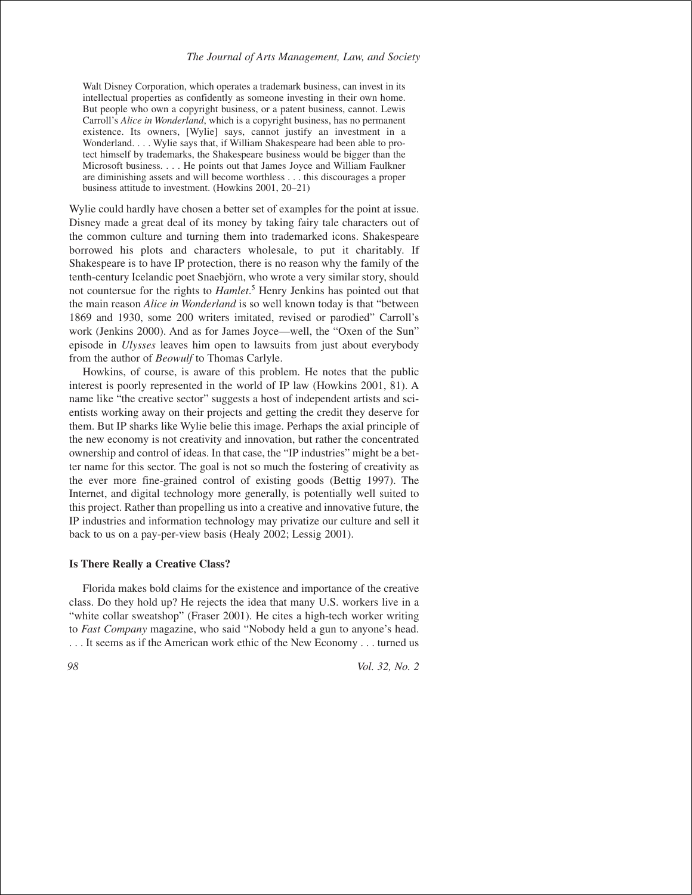> Walt Disney Corporation, which operates a trademark business, can invest in its intellectual properties as confidently as someone investing in their own home. But people who own a copyright business, or a patent business, cannot. Lewis Carroll's *Alice in Wonderland*, which is a copyright business, has no permanent existence. Its owners, [Wylie] says, cannot justify an investment in a Wonderland. . . . Wylie says that, if William Shakespeare had been able to protect himself by trademarks, the Shakespeare business would be bigger than the Microsoft business. . . . He points out that James Joyce and William Faulkner are diminishing assets and will become worthless . . . this discourages a proper business attitude to investment. (Howkins 2001, 20–21)

Wylie could hardly have chosen a better set of examples for the point at issue. Disney made a great deal of its money by taking fairy tale characters out of the common culture and turning them into trademarked icons. Shakespeare borrowed his plots and characters wholesale, to put it charitably. If Shakespeare is to have IP protection, there is no reason why the family of the tenth-century Icelandic poet Snaebjörn, who wrote a very similar story, should not countersue for the rights to *Hamlet*.[5] Henry Jenkins has pointed out that the main reason *Alice in Wonderland* is so well known today is that "between 1869 and 1930, some 200 writers imitated, revised or parodied" Carroll's work (Jenkins 2000). And as for James Joyce—well, the "Oxen of the Sun" episode in *Ulysses* leaves him open to lawsuits from just about everybody from the author of *Beowulf* to Thomas Carlyle.

Howkins, of course, is aware of this problem. He notes that the public interest is poorly represented in the world of IP law (Howkins 2001, 81). A name like "the creative sector" suggests a host of independent artists and scientists working away on their projects and getting the credit they deserve for them. But IP sharks like Wylie belie this image. Perhaps the axial principle of the new economy is not creativity and innovation, but rather the concentrated ownership and control of ideas. In that case, the "IP industries" might be a better name for this sector. The goal is not so much the fostering of creativity as the ever more fine-grained control of existing goods (Bettig 1997). The Internet, and digital technology more generally, is potentially well suited to this project. Rather than propelling us into a creative and innovative future, the IP industries and information technology may privatize our culture and sell it back to us on a pay-per-view basis (Healy 2002; Lessig 2001).

### Is There Really a Creative Class?

Florida makes bold claims for the existence and importance of the creative class. Do they hold up? He rejects the idea that many U.S. workers live in a "white collar sweatshop" (Fraser 2001). He cites a high-tech worker writing to *Fast Company* magazine, who said "Nobody held a gun to anyone's head. . . . It seems as if the American work ethic of the New Economy . . . turned us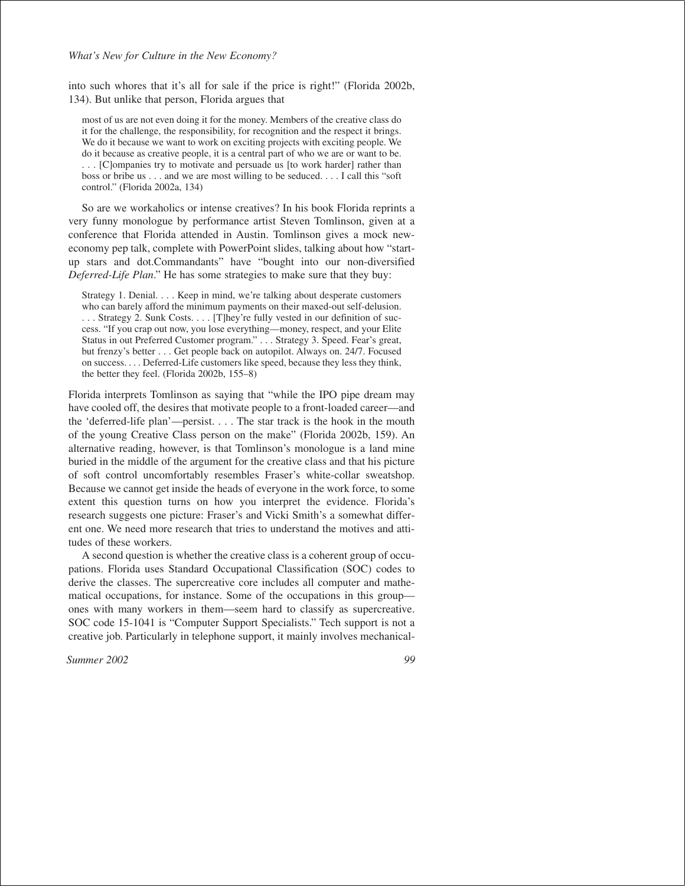into such whores that it's all for sale if the price is right!" (Florida 2002b, 134). But unlike that person, Florida argues that

> most of us are not even doing it for the money. Members of the creative class do it for the challenge, the responsibility, for recognition and the respect it brings. We do it because we want to work on exciting projects with exciting people. We do it because as creative people, it is a central part of who we are or want to be. . . . [C]ompanies try to motivate and persuade us [to work harder] rather than boss or bribe us . . . and we are most willing to be seduced. . . . I call this "soft control." (Florida 2002a, 134)

So are we workaholics or intense creatives? In his book Florida reprints a very funny monologue by performance artist Steven Tomlinson, given at a conference that Florida attended in Austin. Tomlinson gives a mock new-economy pep talk, complete with PowerPoint slides, talking about how "start-up stars and dot.Commandants" have "bought into our non-diversified *Deferred-Life Plan*." He has some strategies to make sure that they buy:

> Strategy 1. Denial. . . . Keep in mind, we're talking about desperate customers who can barely afford the minimum payments on their maxed-out self-delusion. . . . Strategy 2. Sunk Costs. . . . [T]hey're fully vested in our definition of success. "If you crap out now, you lose everything—money, respect, and your Elite Status in out Preferred Customer program." . . . Strategy 3. Speed. Fear's great, but frenzy's better . . . Get people back on autopilot. Always on. 24/7. Focused on success. . . . Deferred-Life customers like speed, because they less they think, the better they feel. (Florida 2002b, 155–8)

Florida interprets Tomlinson as saying that "while the IPO pipe dream may have cooled off, the desires that motivate people to a front-loaded career—and the 'deferred-life plan'—persist. . . . The star track is the hook in the mouth of the young Creative Class person on the make" (Florida 2002b, 159). An alternative reading, however, is that Tomlinson's monologue is a land mine buried in the middle of the argument for the creative class and that his picture of soft control uncomfortably resembles Fraser's white-collar sweatshop. Because we cannot get inside the heads of everyone in the work force, to some extent this question turns on how you interpret the evidence. Florida's research suggests one picture: Fraser's and Vicki Smith's a somewhat different one. We need more research that tries to understand the motives and attitudes of these workers.

A second question is whether the creative class is a coherent group of occupations. Florida uses Standard Occupational Classification (SOC) codes to derive the classes. The supercreative core includes all computer and mathematical occupations, for instance. Some of the occupations in this group—ones with many workers in them—seem hard to classify as supercreative. SOC code 15-1041 is "Computer Support Specialists." Tech support is not a creative job. Particularly in telephone support, it mainly involves mechanical-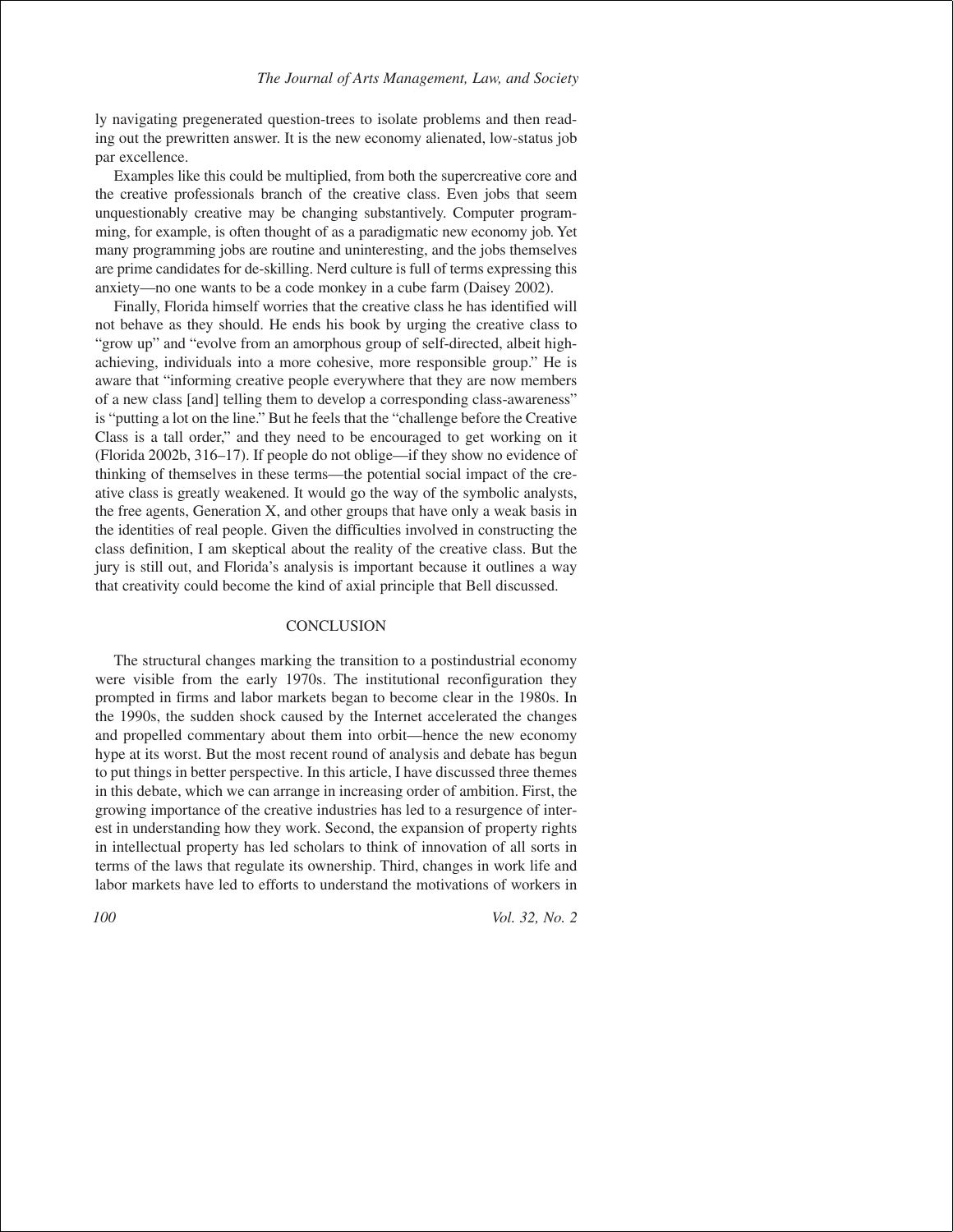ly navigating pregenerated question-trees to isolate problems and then reading out the prewritten answer. It is the new economy alienated, low-status job par excellence.

Examples like this could be multiplied, from both the supercreative core and the creative professionals branch of the creative class. Even jobs that seem unquestionably creative may be changing substantively. Computer programming, for example, is often thought of as a paradigmatic new economy job. Yet many programming jobs are routine and uninteresting, and the jobs themselves are prime candidates for de-skilling. Nerd culture is full of terms expressing this anxiety—no one wants to be a code monkey in a cube farm (Daisey 2002).

Finally, Florida himself worries that the creative class he has identified will not behave as they should. He ends his book by urging the creative class to "grow up" and "evolve from an amorphous group of self-directed, albeit high-achieving, individuals into a more cohesive, more responsible group." He is aware that "informing creative people everywhere that they are now members of a new class [and] telling them to develop a corresponding class-awareness" is "putting a lot on the line." But he feels that the "challenge before the Creative Class is a tall order," and they need to be encouraged to get working on it (Florida 2002b, 316–17). If people do not oblige—if they show no evidence of thinking of themselves in these terms—the potential social impact of the creative class is greatly weakened. It would go the way of the symbolic analysts, the free agents, Generation X, and other groups that have only a weak basis in the identities of real people. Given the difficulties involved in constructing the class definition, I am skeptical about the reality of the creative class. But the jury is still out, and Florida's analysis is important because it outlines a way that creativity could become the kind of axial principle that Bell discussed.

## CONCLUSION

The structural changes marking the transition to a postindustrial economy were visible from the early 1970s. The institutional reconfiguration they prompted in firms and labor markets began to become clear in the 1980s. In the 1990s, the sudden shock caused by the Internet accelerated the changes and propelled commentary about them into orbit—hence the new economy hype at its worst. But the most recent round of analysis and debate has begun to put things in better perspective. In this article, I have discussed three themes in this debate, which we can arrange in increasing order of ambition. First, the growing importance of the creative industries has led to a resurgence of interest in understanding how they work. Second, the expansion of property rights in intellectual property has led scholars to think of innovation of all sorts in terms of the laws that regulate its ownership. Third, changes in work life and labor markets have led to efforts to understand the motivations of workers in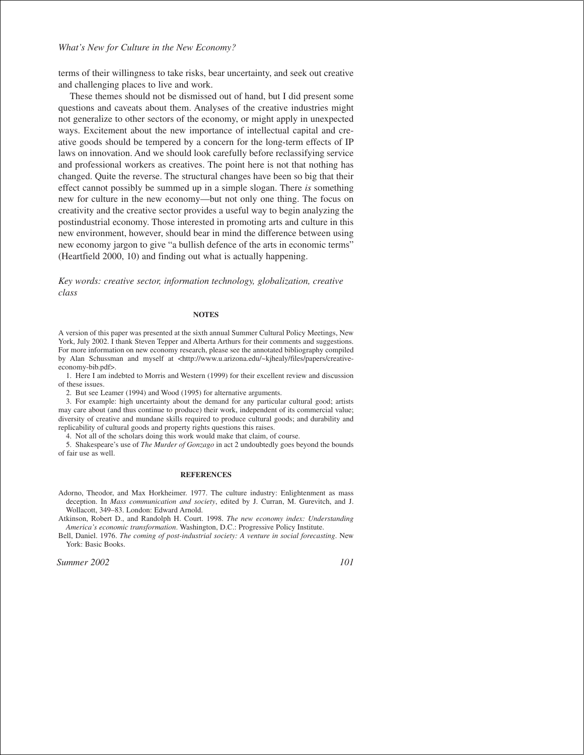terms of their willingness to take risks, bear uncertainty, and seek out creative and challenging places to live and work.

These themes should not be dismissed out of hand, but I did present some questions and caveats about them. Analyses of the creative industries might not generalize to other sectors of the economy, or might apply in unexpected ways. Excitement about the new importance of intellectual capital and creative goods should be tempered by a concern for the long-term effects of IP laws on innovation. And we should look carefully before reclassifying service and professional workers as creatives. The point here is not that nothing has changed. Quite the reverse. The structural changes have been so big that their effect cannot possibly be summed up in a simple slogan. There *is* something new for culture in the new economy—but not only one thing. The focus on creativity and the creative sector provides a useful way to begin analyzing the postindustrial economy. Those interested in promoting arts and culture in this new environment, however, should bear in mind the difference between using new economy jargon to give "a bullish defence of the arts in economic terms" (Heartfield 2000, 10) and finding out what is actually happening.

*Key words: creative sector, information technology, globalization, creative class*

## NOTES

A version of this paper was presented at the sixth annual Summer Cultural Policy Meetings, New York, July 2002. I thank Steven Tepper and Alberta Arthurs for their comments and suggestions. For more information on new economy research, please see the annotated bibliography compiled by Alan Schussman and myself at <http://www.u.arizona.edu/~kjhealy/files/papers/creative-economy-bib.pdf>.

1. Here I am indebted to Morris and Western (1999) for their excellent review and discussion of these issues.
2. But see Leamer (1994) and Wood (1995) for alternative arguments.
3. For example: high uncertainty about the demand for any particular cultural good; artists may care about (and thus continue to produce) their work, independent of its commercial value; diversity of creative and mundane skills required to produce cultural goods; and durability and replicability of cultural goods and property rights questions this raises.
4. Not all of the scholars doing this work would make that claim, of course.
5. Shakespeare's use of *The Murder of Gonzago* in act 2 undoubtedly goes beyond the bounds of fair use as well.

## REFERENCES

Adorno, Theodor, and Max Horkheimer. 1977. The culture industry: Enlightenment as mass deception. In *Mass communication and society*, edited by J. Curran, M. Gurevitch, and J. Wollacott, 349–83. London: Edward Arnold.

Atkinson, Robert D., and Randolph H. Court. 1998. *The new economy index: Understanding America's economic transformation*. Washington, D.C.: Progressive Policy Institute.

Bell, Daniel. 1976. *The coming of post-industrial society: A venture in social forecasting*. New York: Basic Books.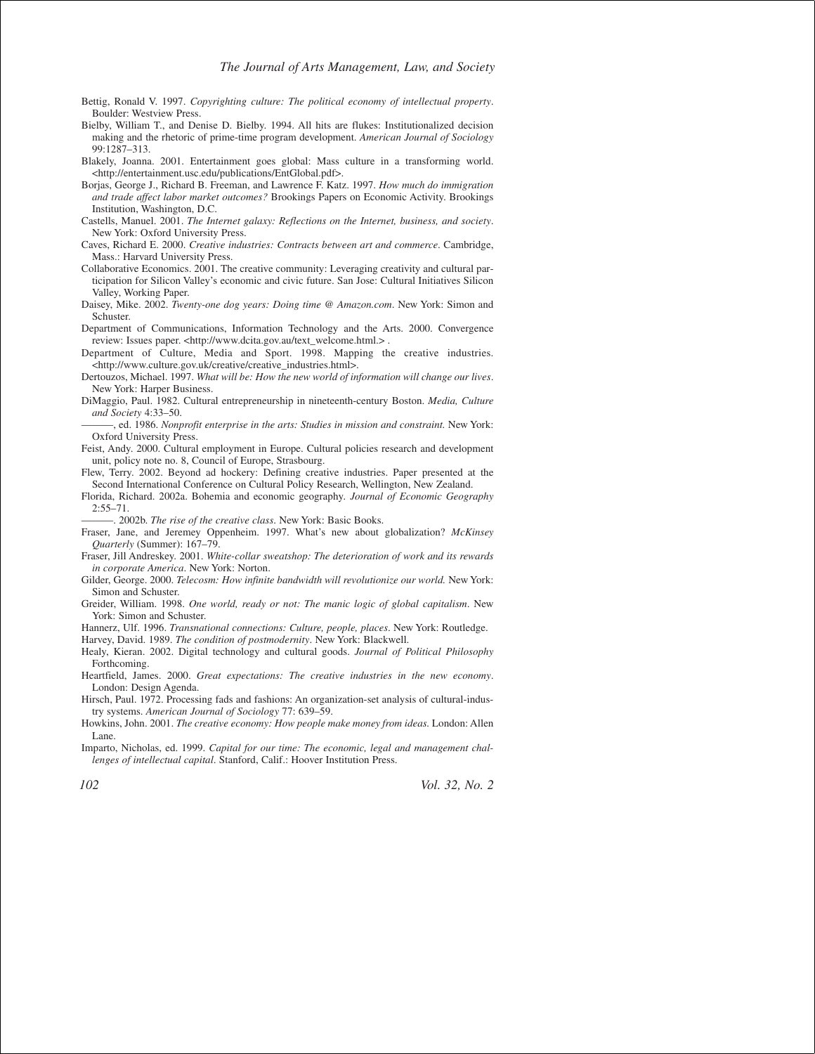Bettig, Ronald V. 1997. *Copyrighting culture: The political economy of intellectual property*. Boulder: Westview Press.

Bielby, William T., and Denise D. Bielby. 1994. All hits are flukes: Institutionalized decision making and the rhetoric of prime-time program development. *American Journal of Sociology* 99:1287–313.

Blakely, Joanna. 2001. Entertainment goes global: Mass culture in a transforming world. <http://entertainment.usc.edu/publications/EntGlobal.pdf>.

Borjas, George J., Richard B. Freeman, and Lawrence F. Katz. 1997. *How much do immigration and trade affect labor market outcomes?* Brookings Papers on Economic Activity. Brookings Institution, Washington, D.C.

Castells, Manuel. 2001. *The Internet galaxy: Reflections on the Internet, business, and society*. New York: Oxford University Press.

Caves, Richard E. 2000. *Creative industries: Contracts between art and commerce*. Cambridge, Mass.: Harvard University Press.

Collaborative Economics. 2001. The creative community: Leveraging creativity and cultural participation for Silicon Valley's economic and civic future. San Jose: Cultural Initiatives Silicon Valley, Working Paper.

Daisey, Mike. 2002. *Twenty-one dog years: Doing time @ Amazon.com*. New York: Simon and Schuster.

Department of Communications, Information Technology and the Arts. 2000. Convergence review: Issues paper. <http://www.dcita.gov.au/text_welcome.html.> .

Department of Culture, Media and Sport. 1998. Mapping the creative industries. <http://www.culture.gov.uk/creative/creative_industries.html>.

Dertouzos, Michael. 1997. *What will be: How the new world of information will change our lives*. New York: Harper Business.

DiMaggio, Paul. 1982. Cultural entrepreneurship in nineteenth-century Boston. *Media, Culture and Society* 4:33–50.

———, ed. 1986. *Nonprofit enterprise in the arts: Studies in mission and constraint*. New York: Oxford University Press.

Feist, Andy. 2000. Cultural employment in Europe. Cultural policies research and development unit, policy note no. 8, Council of Europe, Strasbourg.

Flew, Terry. 2002. Beyond ad hockery: Defining creative industries. Paper presented at the Second International Conference on Cultural Policy Research, Wellington, New Zealand.

Florida, Richard. 2002a. Bohemia and economic geography. *Journal of Economic Geography* 2:55–71.

———. 2002b. *The rise of the creative class*. New York: Basic Books.

Fraser, Jane, and Jeremey Oppenheim. 1997. What's new about globalization? *McKinsey Quarterly* (Summer): 167–79.

Fraser, Jill Andreskey. 2001. *White-collar sweatshop: The deterioration of work and its rewards in corporate America*. New York: Norton.

Gilder, George. 2000. *Telecosm: How infinite bandwidth will revolutionize our world.* New York: Simon and Schuster.

Greider, William. 1998. *One world, ready or not: The manic logic of global capitalism*. New York: Simon and Schuster.

Hannerz, Ulf. 1996. *Transnational connections: Culture, people, places*. New York: Routledge.

Harvey, David. 1989. *The condition of postmodernity*. New York: Blackwell.

Healy, Kieran. 2002. Digital technology and cultural goods. *Journal of Political Philosophy* Forthcoming.

Heartfield, James. 2000. *Great expectations: The creative industries in the new economy*. London: Design Agenda.

Hirsch, Paul. 1972. Processing fads and fashions: An organization-set analysis of cultural-industry systems. *American Journal of Sociology* 77: 639–59.

Howkins, John. 2001. *The creative economy: How people make money from ideas*. London: Allen Lane.

Imparto, Nicholas, ed. 1999. *Capital for our time: The economic, legal and management challenges of intellectual capital*. Stanford, Calif.: Hoover Institution Press.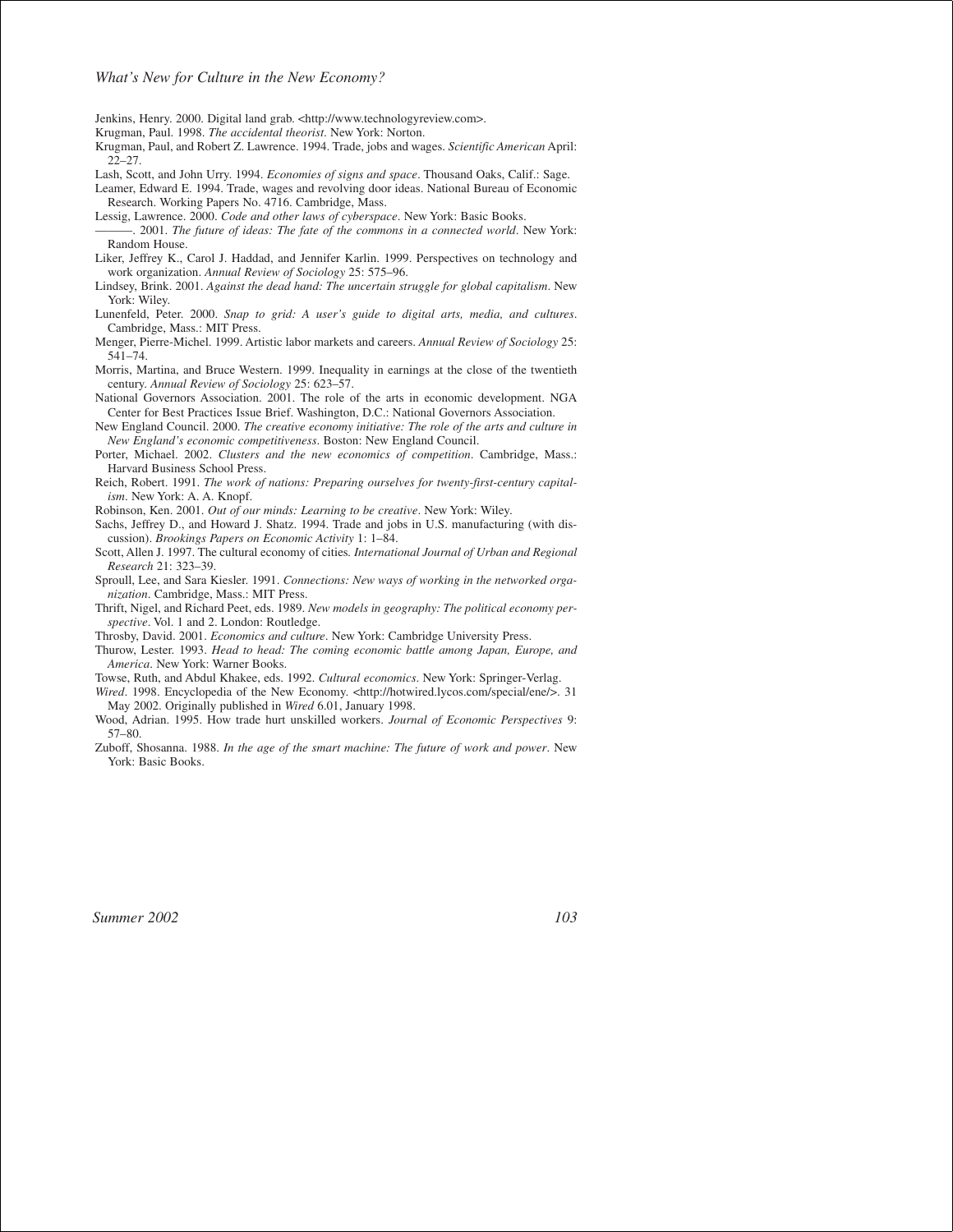Jenkins, Henry. 2000. Digital land grab. <http://www.technologyreview.com>.

Krugman, Paul. 1998. *The accidental theorist*. New York: Norton.

Krugman, Paul, and Robert Z. Lawrence. 1994. Trade, jobs and wages. *Scientific American* April: 22–27.

Lash, Scott, and John Urry. 1994. *Economies of signs and space*. Thousand Oaks, Calif.: Sage.

Leamer, Edward E. 1994. Trade, wages and revolving door ideas. National Bureau of Economic Research. Working Papers No. 4716. Cambridge, Mass.

Lessig, Lawrence. 2000. *Code and other laws of cyberspace*. New York: Basic Books.

———. 2001. *The future of ideas: The fate of the commons in a connected world*. New York: Random House.

Liker, Jeffrey K., Carol J. Haddad, and Jennifer Karlin. 1999. Perspectives on technology and work organization. *Annual Review of Sociology* 25: 575–96.

Lindsey, Brink. 2001. *Against the dead hand: The uncertain struggle for global capitalism*. New York: Wiley.

Lunenfeld, Peter. 2000. *Snap to grid: A user's guide to digital arts, media, and cultures*. Cambridge, Mass.: MIT Press.

Menger, Pierre-Michel. 1999. Artistic labor markets and careers. *Annual Review of Sociology* 25: 541–74.

Morris, Martina, and Bruce Western. 1999. Inequality in earnings at the close of the twentieth century. *Annual Review of Sociology* 25: 623–57.

National Governors Association. 2001. The role of the arts in economic development. NGA Center for Best Practices Issue Brief. Washington, D.C.: National Governors Association.

New England Council. 2000. *The creative economy initiative: The role of the arts and culture in New England's economic competitiveness*. Boston: New England Council.

Porter, Michael. 2002. *Clusters and the new economics of competition*. Cambridge, Mass.: Harvard Business School Press.

Reich, Robert. 1991. *The work of nations: Preparing ourselves for twenty-first-century capitalism*. New York: A. A. Knopf.

Robinson, Ken. 2001. *Out of our minds: Learning to be creative*. New York: Wiley.

Sachs, Jeffrey D., and Howard J. Shatz. 1994. Trade and jobs in U.S. manufacturing (with discussion). *Brookings Papers on Economic Activity* 1: 1–84.

Scott, Allen J. 1997. The cultural economy of cities. *International Journal of Urban and Regional Research* 21: 323–39.

Sproull, Lee, and Sara Kiesler. 1991. *Connections: New ways of working in the networked organization*. Cambridge, Mass.: MIT Press.

Thrift, Nigel, and Richard Peet, eds. 1989. *New models in geography: The political economy perspective*. Vol. 1 and 2. London: Routledge.

Throsby, David. 2001. *Economics and culture*. New York: Cambridge University Press.

Thurow, Lester. 1993. *Head to head: The coming economic battle among Japan, Europe, and America*. New York: Warner Books.

Towse, Ruth, and Abdul Khakee, eds. 1992. *Cultural economics*. New York: Springer-Verlag.

*Wired*. 1998. Encyclopedia of the New Economy. <http://hotwired.lycos.com/special/ene/>. 31 May 2002. Originally published in *Wired* 6.01, January 1998.

Wood, Adrian. 1995. How trade hurt unskilled workers. *Journal of Economic Perspectives* 9: 57–80.

Zuboff, Shosanna. 1988. *In the age of the smart machine: The future of work and power*. New York: Basic Books.